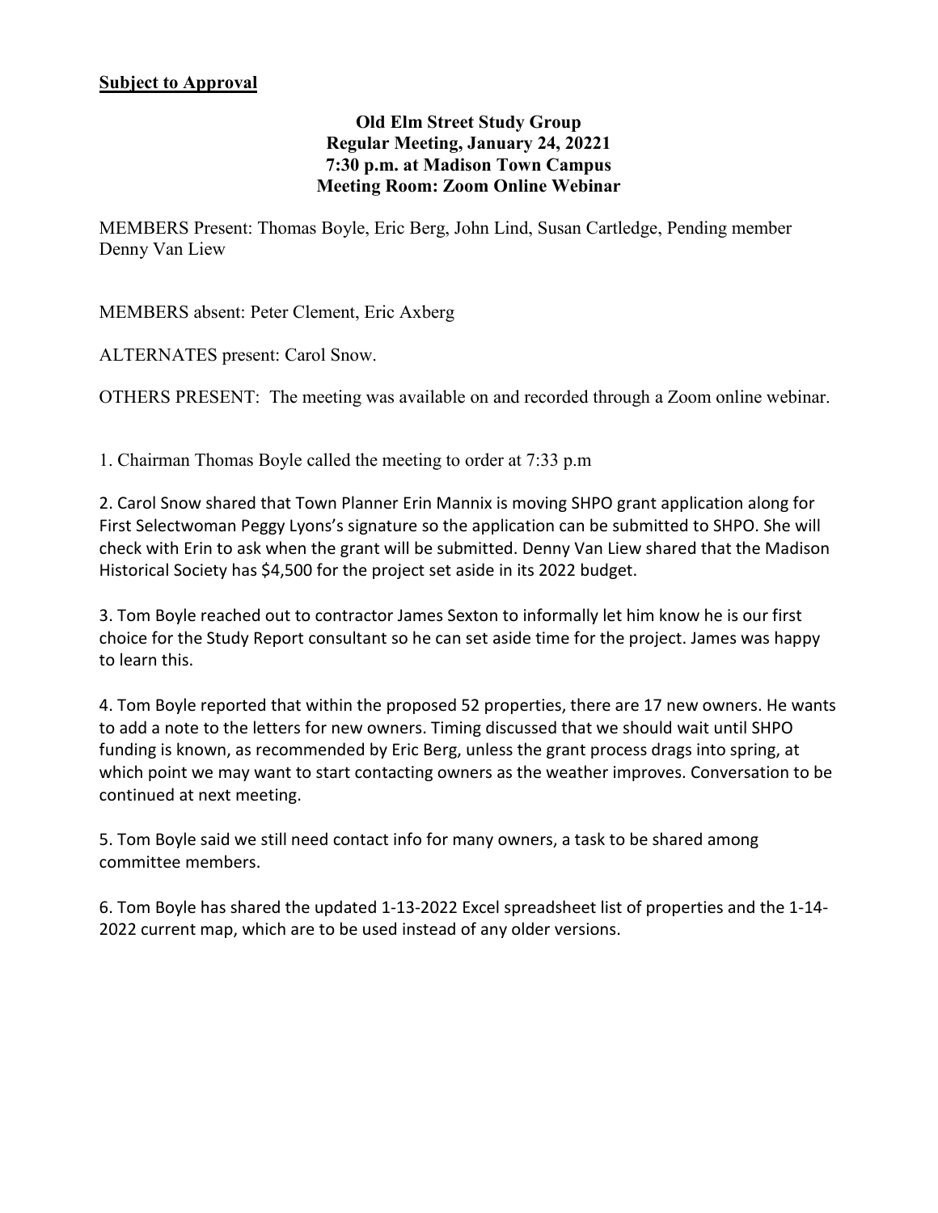**Subject to Approval**

**Old Elm Street Study Group**
**Regular Meeting, January 24, 20221**
**7:30 p.m. at Madison Town Campus**
**Meeting Room: Zoom Online Webinar**

MEMBERS Present: Thomas Boyle, Eric Berg, John Lind, Susan Cartledge, Pending member Denny Van Liew

MEMBERS absent: Peter Clement, Eric Axberg

ALTERNATES present: Carol Snow.

OTHERS PRESENT: The meeting was available on and recorded through a Zoom online webinar.

1. Chairman Thomas Boyle called the meeting to order at 7:33 p.m

2. Carol Snow shared that Town Planner Erin Mannix is moving SHPO grant application along for First Selectwoman Peggy Lyons's signature so the application can be submitted to SHPO. She will check with Erin to ask when the grant will be submitted. Denny Van Liew shared that the Madison Historical Society has $4,500 for the project set aside in its 2022 budget.

3. Tom Boyle reached out to contractor James Sexton to informally let him know he is our first choice for the Study Report consultant so he can set aside time for the project. James was happy to learn this.

4. Tom Boyle reported that within the proposed 52 properties, there are 17 new owners. He wants to add a note to the letters for new owners. Timing discussed that we should wait until SHPO funding is known, as recommended by Eric Berg, unless the grant process drags into spring, at which point we may want to start contacting owners as the weather improves. Conversation to be continued at next meeting.

5. Tom Boyle said we still need contact info for many owners, a task to be shared among committee members.

6. Tom Boyle has shared the updated 1-13-2022 Excel spreadsheet list of properties and the 1-14-2022 current map, which are to be used instead of any older versions.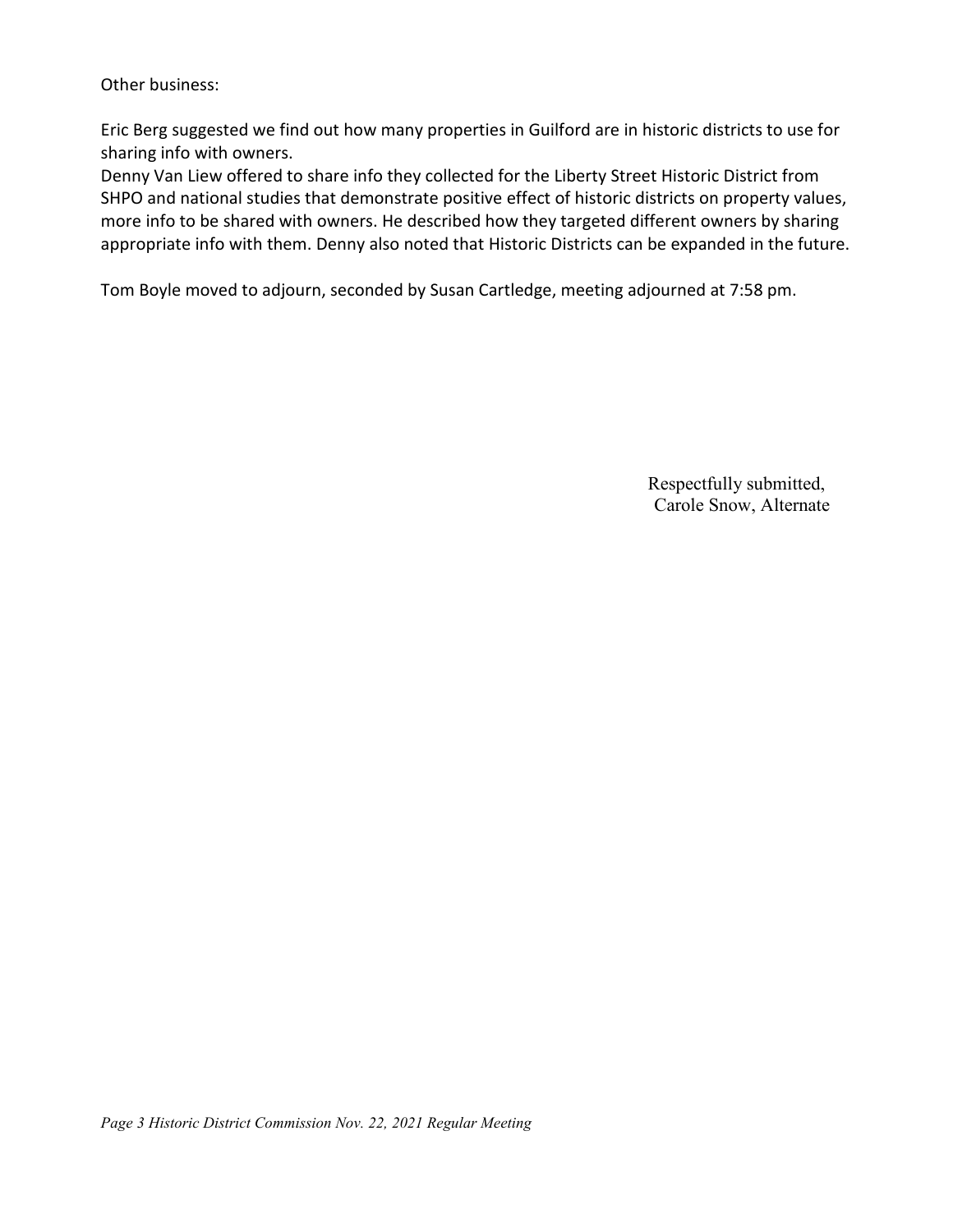Other business:

Eric Berg suggested we find out how many properties in Guilford are in historic districts to use for sharing info with owners.
Denny Van Liew offered to share info they collected for the Liberty Street Historic District from SHPO and national studies that demonstrate positive effect of historic districts on property values, more info to be shared with owners. He described how they targeted different owners by sharing appropriate info with them. Denny also noted that Historic Districts can be expanded in the future.

Tom Boyle moved to adjourn, seconded by Susan Cartledge, meeting adjourned at 7:58 pm.

Respectfully submitted,
Carole Snow, Alternate